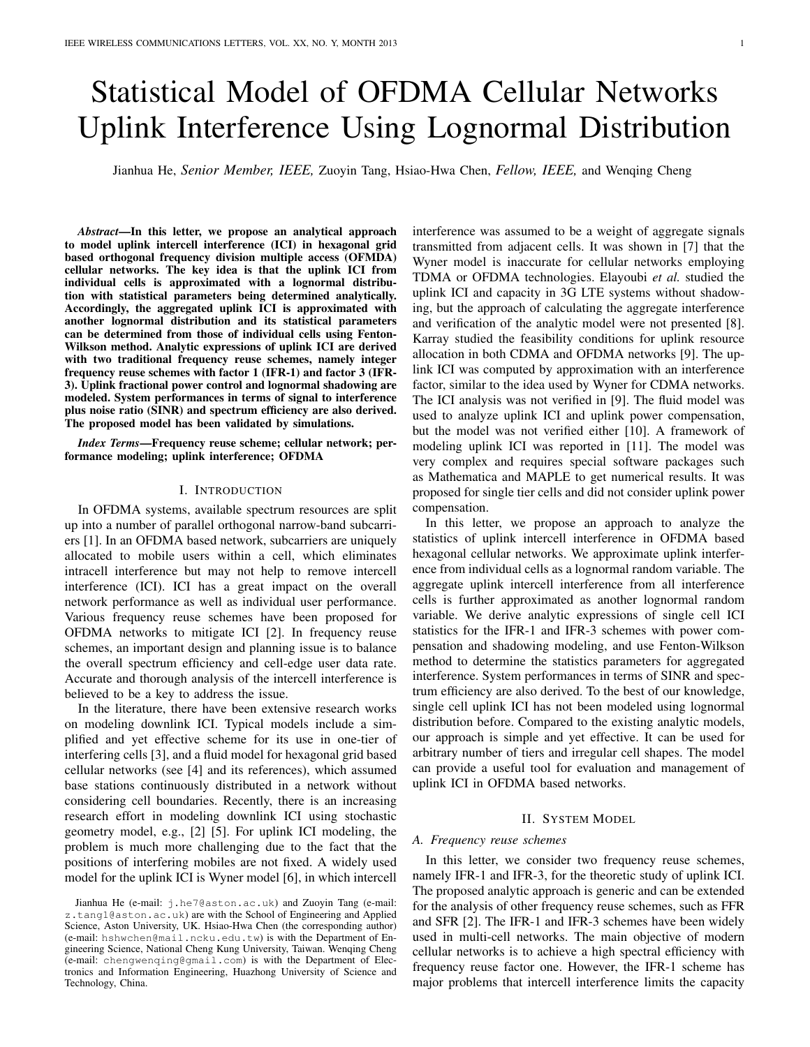# Statistical Model of OFDMA Cellular Networks Uplink Interference Using Lognormal Distribution

Jianhua He, *Senior Member, IEEE,* Zuoyin Tang, Hsiao-Hwa Chen, *Fellow, IEEE,* and Wenqing Cheng

***Abstract*—In this letter, we propose an analytical approach to model uplink intercell interference (ICI) in hexagonal grid based orthogonal frequency division multiple access (OFMDA) cellular networks. The key idea is that the uplink ICI from individual cells is approximated with a lognormal distribution with statistical parameters being determined analytically. Accordingly, the aggregated uplink ICI is approximated with another lognormal distribution and its statistical parameters can be determined from those of individual cells using Fenton-Wilkson method. Analytic expressions of uplink ICI are derived with two traditional frequency reuse schemes, namely integer frequency reuse schemes with factor 1 (IFR-1) and factor 3 (IFR-3). Uplink fractional power control and lognormal shadowing are modeled. System performances in terms of signal to interference plus noise ratio (SINR) and spectrum efficiency are also derived. The proposed model has been validated by simulations.**

***Index Terms*—Frequency reuse scheme; cellular network; performance modeling; uplink interference; OFDMA**

## I. Introduction

In OFDMA systems, available spectrum resources are split up into a number of parallel orthogonal narrow-band subcarriers [1]. In an OFDMA based network, subcarriers are uniquely allocated to mobile users within a cell, which eliminates intracell interference but may not help to remove intercell interference (ICI). ICI has a great impact on the overall network performance as well as individual user performance. Various frequency reuse schemes have been proposed for OFDMA networks to mitigate ICI [2]. In frequency reuse schemes, an important design and planning issue is to balance the overall spectrum efficiency and cell-edge user data rate. Accurate and thorough analysis of the intercell interference is believed to be a key to address the issue.

In the literature, there have been extensive research works on modeling downlink ICI. Typical models include a simplified and yet effective scheme for its use in one-tier of interfering cells [3], and a fluid model for hexagonal grid based cellular networks (see [4] and its references), which assumed base stations continuously distributed in a network without considering cell boundaries. Recently, there is an increasing research effort in modeling downlink ICI using stochastic geometry model, e.g., [2] [5]. For uplink ICI modeling, the problem is much more challenging due to the fact that the positions of interfering mobiles are not fixed. A widely used model for the uplink ICI is Wyner model [6], in which intercell interference was assumed to be a weight of aggregate signals transmitted from adjacent cells. It was shown in [7] that the Wyner model is inaccurate for cellular networks employing TDMA or OFDMA technologies. Elayoubi *et al.* studied the uplink ICI and capacity in 3G LTE systems without shadowing, but the approach of calculating the aggregate interference and verification of the analytic model were not presented [8]. Karray studied the feasibility conditions for uplink resource allocation in both CDMA and OFDMA networks [9]. The uplink ICI was computed by approximation with an interference factor, similar to the idea used by Wyner for CDMA networks. The ICI analysis was not verified in [9]. The fluid model was used to analyze uplink ICI and uplink power compensation, but the model was not verified either [10]. A framework of modeling uplink ICI was reported in [11]. The model was very complex and requires special software packages such as Mathematica and MAPLE to get numerical results. It was proposed for single tier cells and did not consider uplink power compensation.

In this letter, we propose an approach to analyze the statistics of uplink intercell interference in OFDMA based hexagonal cellular networks. We approximate uplink interference from individual cells as a lognormal random variable. The aggregate uplink intercell interference from all interference cells is further approximated as another lognormal random variable. We derive analytic expressions of single cell ICI statistics for the IFR-1 and IFR-3 schemes with power compensation and shadowing modeling, and use Fenton-Wilkson method to determine the statistics parameters for aggregated interference. System performances in terms of SINR and spectrum efficiency are also derived. To the best of our knowledge, single cell uplink ICI has not been modeled using lognormal distribution before. Compared to the existing analytic models, our approach is simple and yet effective. It can be used for arbitrary number of tiers and irregular cell shapes. The model can provide a useful tool for evaluation and management of uplink ICI in OFDMA based networks.

## II. System Model

### A. Frequency reuse schemes

In this letter, we consider two frequency reuse schemes, namely IFR-1 and IFR-3, for the theoretic study of uplink ICI. The proposed analytic approach is generic and can be extended for the analysis of other frequency reuse schemes, such as FFR and SFR [2]. The IFR-1 and IFR-3 schemes have been widely used in multi-cell networks. The main objective of modern cellular networks is to achieve a high spectral efficiency with frequency reuse factor one. However, the IFR-1 scheme has major problems that intercell interference limits the capacity

---

Jianhua He (e-mail: j.he7@aston.ac.uk) and Zuoyin Tang (e-mail: z.tang1@aston.ac.uk) are with the School of Engineering and Applied Science, Aston University, UK. Hsiao-Hwa Chen (the corresponding author) (e-mail: hshwchen@mail.ncku.edu.tw) is with the Department of Engineering Science, National Cheng Kung University, Taiwan. Wenqing Cheng (e-mail: chengwenqing@gmail.com) is with the Department of Electronics and Information Engineering, Huazhong University of Science and Technology, China.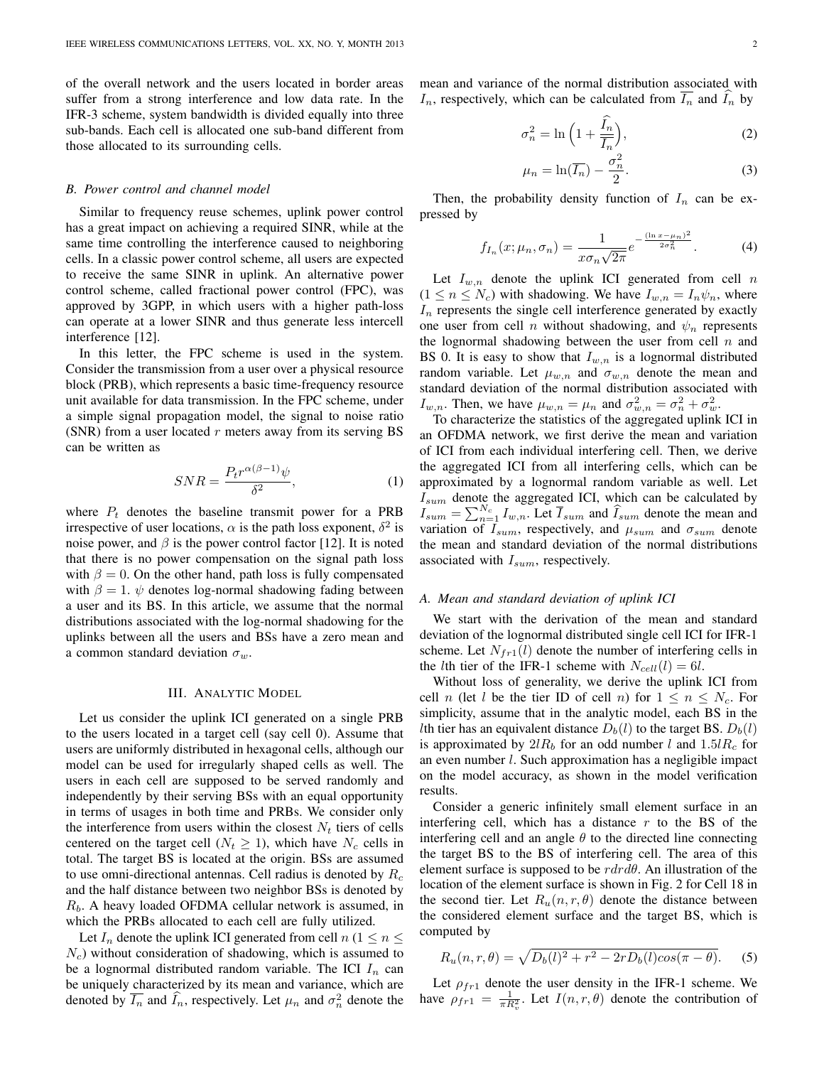of the overall network and the users located in border areas suffer from a strong interference and low data rate. In the IFR-3 scheme, system bandwidth is divided equally into three sub-bands. Each cell is allocated one sub-band different from those allocated to its surrounding cells.

### B. Power control and channel model

Similar to frequency reuse schemes, uplink power control has a great impact on achieving a required SINR, while at the same time controlling the interference caused to neighboring cells. In a classic power control scheme, all users are expected to receive the same SINR in uplink. An alternative power control scheme, called fractional power control (FPC), was approved by 3GPP, in which users with a higher path-loss can operate at a lower SINR and thus generate less intercell interference [12].

In this letter, the FPC scheme is used in the system. Consider the transmission from a user over a physical resource block (PRB), which represents a basic time-frequency resource unit available for data transmission. In the FPC scheme, under a simple signal propagation model, the signal to noise ratio (SNR) from a user located $r$ meters away from its serving BS can be written as

$$SNR = \frac{P_t r^{\alpha(\beta-1)} \psi}{\delta^2}, \quad (1)$$

where $P_t$ denotes the baseline transmit power for a PRB irrespective of user locations, $\alpha$ is the path loss exponent, $\delta^2$ is noise power, and $\beta$ is the power control factor [12]. It is noted that there is no power compensation on the signal path loss with $\beta = 0$. On the other hand, path loss is fully compensated with $\beta = 1$. $\psi$ denotes log-normal shadowing fading between a user and its BS. In this article, we assume that the normal distributions associated with the log-normal shadowing for the uplinks between all the users and BSs have a zero mean and a common standard deviation $\sigma_w$.

## III. Analytic Model

Let us consider the uplink ICI generated on a single PRB to the users located in a target cell (say cell 0). Assume that users are uniformly distributed in hexagonal cells, although our model can be used for irregularly shaped cells as well. The users in each cell are supposed to be served randomly and independently by their serving BSs with an equal opportunity in terms of usages in both time and PRBs. We consider only the interference from users within the closest $N_t$ tiers of cells centered on the target cell ($N_t \geq 1$), which have $N_c$ cells in total. The target BS is located at the origin. BSs are assumed to use omni-directional antennas. Cell radius is denoted by $R_c$ and the half distance between two neighbor BSs is denoted by $R_b$. A heavy loaded OFDMA cellular network is assumed, in which the PRBs allocated to each cell are fully utilized.

Let $I_n$ denote the uplink ICI generated from cell $n$ ($1 \leq n \leq N_c$) without consideration of shadowing, which is assumed to be a lognormal distributed random variable. The ICI $I_n$ can be uniquely characterized by its mean and variance, which are denoted by $\overline{I_n}$ and $\widehat{I}_n$, respectively. Let $\mu_n$ and $\sigma_n^2$ denote the mean and variance of the normal distribution associated with $I_n$, respectively, which can be calculated from $\overline{I_n}$ and $\widehat{I}_n$ by

$$\sigma_n^2 = \ln\left(1 + \frac{\widehat{I}_n}{\overline{I_n}}\right), \quad (2)$$

$$\mu_n = \ln(\overline{I_n}) - \frac{\sigma_n^2}{2}. \quad (3)$$

Then, the probability density function of $I_n$ can be expressed by

$$f_{I_n}(x; \mu_n, \sigma_n) = \frac{1}{x\sigma_n\sqrt{2\pi}} e^{-\frac{(\ln x - \mu_n)^2}{2\sigma_n^2}}. \quad (4)$$

Let $I_{w,n}$ denote the uplink ICI generated from cell $n$ ($1 \leq n \leq N_c$) with shadowing. We have $I_{w,n} = I_n \psi_n$, where $I_n$ represents the single cell interference generated by exactly one user from cell $n$ without shadowing, and $\psi_n$ represents the lognormal shadowing between the user from cell $n$ and BS 0. It is easy to show that $I_{w,n}$ is a lognormal distributed random variable. Let $\mu_{w,n}$ and $\sigma_{w,n}$ denote the mean and standard deviation of the normal distribution associated with $I_{w,n}$. Then, we have $\mu_{w,n} = \mu_n$ and $\sigma_{w,n}^2 = \sigma_n^2 + \sigma_w^2$.

To characterize the statistics of the aggregated uplink ICI in an OFDMA network, we first derive the mean and variation of ICI from each individual interfering cell. Then, we derive the aggregated ICI from all interfering cells, which can be approximated by a lognormal random variable as well. Let $I_{sum}$ denote the aggregated ICI, which can be calculated by $I_{sum} = \sum_{n=1}^{N_c} I_{w,n}$. Let $\overline{I}_{sum}$ and $\widehat{I}_{sum}$ denote the mean and variation of $I_{sum}$, respectively, and $\mu_{sum}$ and $\sigma_{sum}$ denote the mean and standard deviation of the normal distributions associated with $I_{sum}$, respectively.

### A. Mean and standard deviation of uplink ICI

We start with the derivation of the mean and standard deviation of the lognormal distributed single cell ICI for IFR-1 scheme. Let $N_{fr1}(l)$ denote the number of interfering cells in the $l$th tier of the IFR-1 scheme with $N_{cell}(l) = 6l$.

Without loss of generality, we derive the uplink ICI from cell $n$ (let $l$ be the tier ID of cell $n$) for $1 \leq n \leq N_c$. For simplicity, assume that in the analytic model, each BS in the $l$th tier has an equivalent distance $D_b(l)$ to the target BS. $D_b(l)$ is approximated by $2lR_b$ for an odd number $l$ and $1.5lR_c$ for an even number $l$. Such approximation has a negligible impact on the model accuracy, as shown in the model verification results.

Consider a generic infinitely small element surface in an interfering cell, which has a distance $r$ to the BS of the interfering cell and an angle $\theta$ to the directed line connecting the target BS to the BS of interfering cell. The area of this element surface is supposed to be $rdrd\theta$. An illustration of the location of the element surface is shown in Fig. 2 for Cell 18 in the second tier. Let $R_u(n, r, \theta)$ denote the distance between the considered element surface and the target BS, which is computed by

$$R_u(n, r, \theta) = \sqrt{D_b(l)^2 + r^2 - 2rD_b(l)cos(\pi - \theta)}. \quad (5)$$

Let $\rho_{fr1}$ denote the user density in the IFR-1 scheme. We have $\rho_{fr1} = \frac{1}{\pi R_v^2}$. Let $I(n, r, \theta)$ denote the contribution of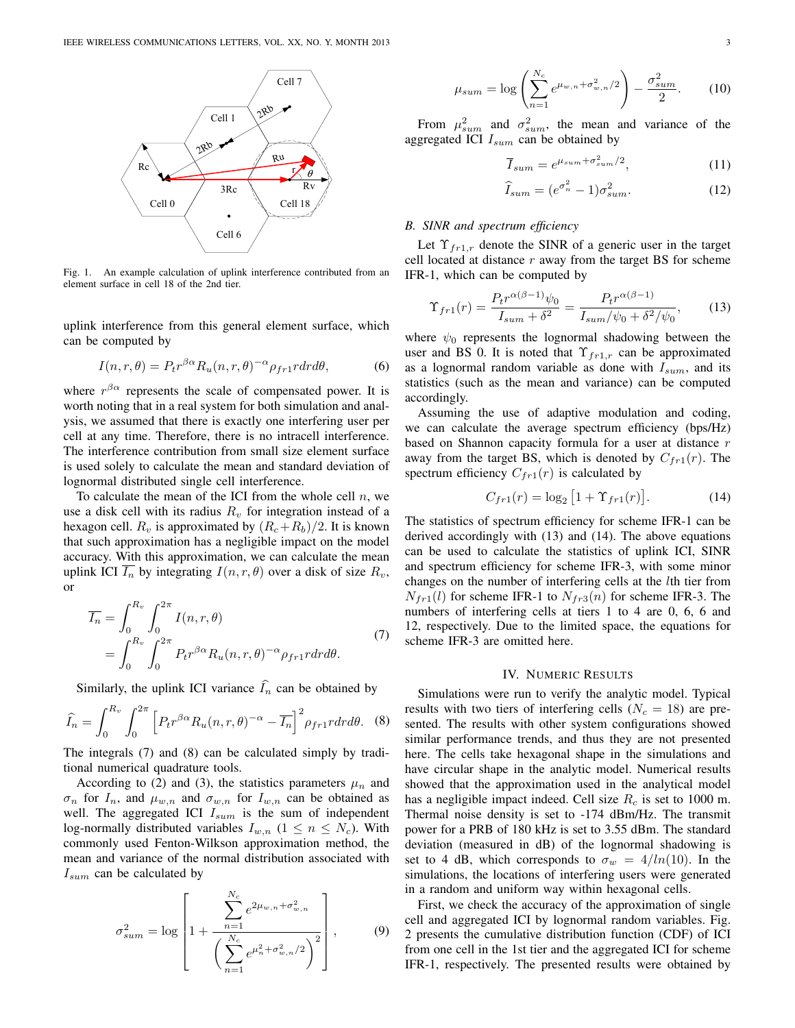Fig. 1. An example calculation of uplink interference contributed from an element surface in cell 18 of the 2nd tier.

uplink interference from this general element surface, which can be computed by

$$I(n,r,\theta) = P_t r^{\beta\alpha} R_u(n,r,\theta)^{-\alpha} \rho_{fr1} r dr d\theta, \tag{6}$$

where $r^{\beta\alpha}$ represents the scale of compensated power. It is worth noting that in a real system for both simulation and analysis, we assumed that there is exactly one interfering user per cell at any time. Therefore, there is no intracell interference. The interference contribution from small size element surface is used solely to calculate the mean and standard deviation of lognormal distributed single cell interference.

To calculate the mean of the ICI from the whole cell $n$, we use a disk cell with its radius $R_v$ for integration instead of a hexagon cell. $R_v$ is approximated by $(R_c + R_b)/2$. It is known that such approximation has a negligible impact on the model accuracy. With this approximation, we can calculate the mean uplink ICI $\overline{I_n}$ by integrating $I(n,r,\theta)$ over a disk of size $R_v$, or

$$\begin{aligned}\overline{I_n} &= \int_0^{R_v}\int_0^{2\pi} I(n,r,\theta) \\ &= \int_0^{R_v}\int_0^{2\pi} P_t r^{\beta\alpha} R_u(n,r,\theta)^{-\alpha} \rho_{fr1} r dr d\theta.\end{aligned} \tag{7}$$

Similarly, the uplink ICI variance $\widehat{I_n}$ can be obtained by

$$\widehat{I_n} = \int_0^{R_v}\int_0^{2\pi} \left[P_t r^{\beta\alpha} R_u(n,r,\theta)^{-\alpha} - \overline{I_n}\right]^2 \rho_{fr1} r dr d\theta. \tag{8}$$

The integrals (7) and (8) can be calculated simply by traditional numerical quadrature tools.

According to (2) and (3), the statistics parameters $\mu_n$ and $\sigma_n$ for $I_n$, and $\mu_{w,n}$ and $\sigma_{w,n}$ for $I_{w,n}$ can be obtained as well. The aggregated ICI $I_{sum}$ is the sum of independent log-normally distributed variables $I_{w,n}$ ($1 \le n \le N_c$). With commonly used Fenton-Wilkson approximation method, the mean and variance of the normal distribution associated with $I_{sum}$ can be calculated by

$$\sigma^2_{sum} = \log\left[1 + \frac{\sum\limits_{n=1}^{N_c} e^{2\mu_{w,n}+\sigma^2_{w,n}}}{\left(\sum\limits_{n=1}^{N_c} e^{\mu^2_n+\sigma^2_{w,n}/2}\right)^2}\right], \tag{9}$$

$$\mu_{sum} = \log\left(\sum_{n=1}^{N_c} e^{\mu_{w,n}+\sigma^2_{w,n}/2}\right) - \frac{\sigma^2_{sum}}{2}. \tag{10}$$

From $\mu^2_{sum}$ and $\sigma^2_{sum}$, the mean and variance of the aggregated ICI $I_{sum}$ can be obtained by

$$\overline{I}_{sum} = e^{\mu_{sum}+\sigma^2_{sum}/2}, \tag{11}$$

$$\widehat{I}_{sum} = (e^{\sigma^2_n} - 1)\sigma^2_{sum}. \tag{12}$$

### B. SINR and spectrum efficiency

Let $\Upsilon_{fr1,r}$ denote the SINR of a generic user in the target cell located at distance $r$ away from the target BS for scheme IFR-1, which can be computed by

$$\Upsilon_{fr1}(r) = \frac{P_t r^{\alpha(\beta-1)}\psi_0}{I_{sum}+\delta^2} = \frac{P_t r^{\alpha(\beta-1)}}{I_{sum}/\psi_0 + \delta^2/\psi_0}, \tag{13}$$

where $\psi_0$ represents the lognormal shadowing between the user and BS 0. It is noted that $\Upsilon_{fr1,r}$ can be approximated as a lognormal random variable as done with $I_{sum}$, and its statistics (such as the mean and variance) can be computed accordingly.

Assuming the use of adaptive modulation and coding, we can calculate the average spectrum efficiency (bps/Hz) based on Shannon capacity formula for a user at distance $r$ away from the target BS, which is denoted by $C_{fr1}(r)$. The spectrum efficiency $C_{fr1}(r)$ is calculated by

$$C_{fr1}(r) = \log_2\left[1 + \Upsilon_{fr1}(r)\right]. \tag{14}$$

The statistics of spectrum efficiency for scheme IFR-1 can be derived accordingly with (13) and (14). The above equations can be used to calculate the statistics of uplink ICI, SINR and spectrum efficiency for scheme IFR-3, with some minor changes on the number of interfering cells at the $l$th tier from $N_{fr1}(l)$ for scheme IFR-1 to $N_{fr3}(n)$ for scheme IFR-3. The numbers of interfering cells at tiers 1 to 4 are 0, 6, 6 and 12, respectively. Due to the limited space, the equations for scheme IFR-3 are omitted here.

## IV. Numeric Results

Simulations were run to verify the analytic model. Typical results with two tiers of interfering cells ($N_c = 18$) are presented. The results with other system configurations showed similar performance trends, and thus they are not presented here. The cells take hexagonal shape in the simulations and have circular shape in the analytic model. Numerical results showed that the approximation used in the analytical model has a negligible impact indeed. Cell size $R_c$ is set to 1000 m. Thermal noise density is set to -174 dBm/Hz. The transmit power for a PRB of 180 kHz is set to 3.55 dBm. The standard deviation (measured in dB) of the lognormal shadowing is set to 4 dB, which corresponds to $\sigma_w = 4/ln(10)$. In the simulations, the locations of interfering users were generated in a random and uniform way within hexagonal cells.

First, we check the accuracy of the approximation of single cell and aggregated ICI by lognormal random variables. Fig. 2 presents the cumulative distribution function (CDF) of ICI from one cell in the 1st tier and the aggregated ICI for scheme IFR-1, respectively. The presented results were obtained by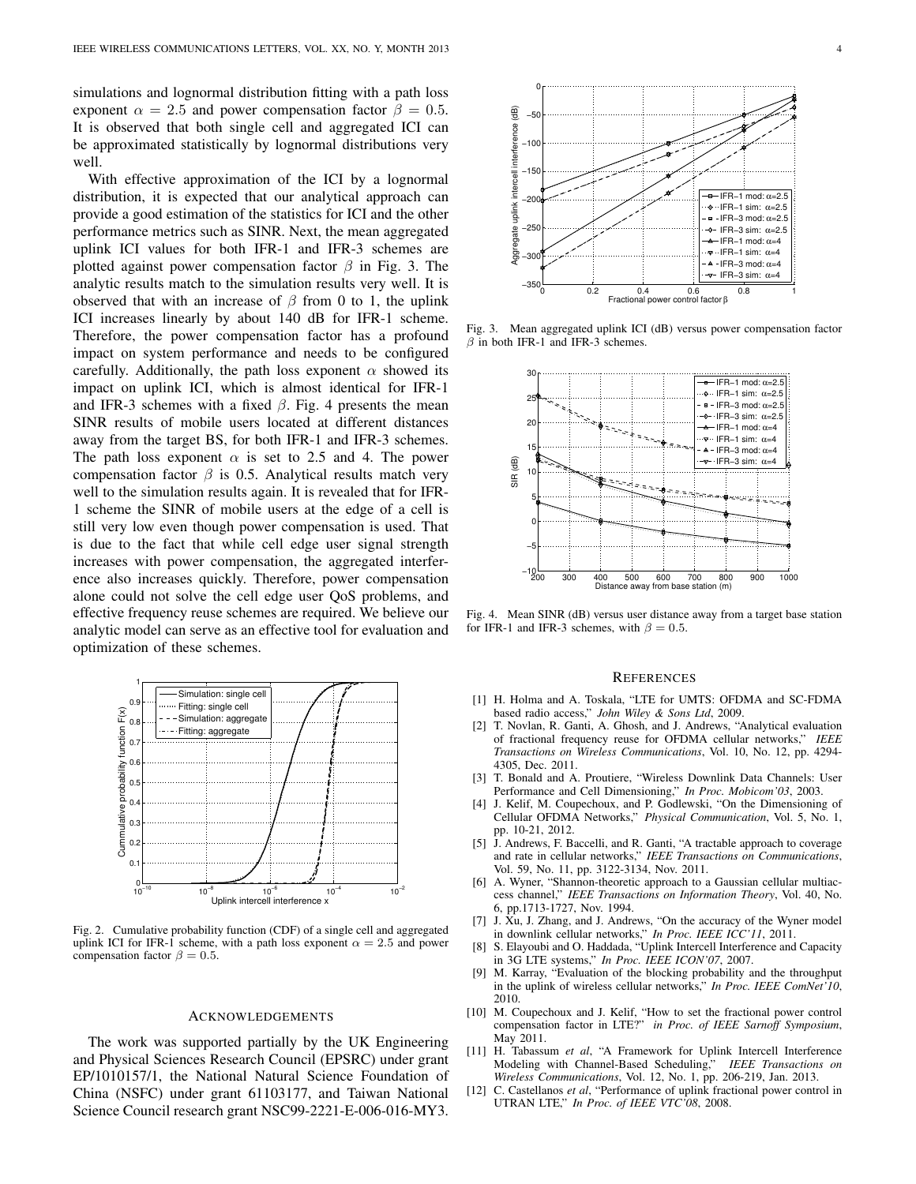simulations and lognormal distribution fitting with a path loss exponent $\alpha = 2.5$ and power compensation factor $\beta = 0.5$. It is observed that both single cell and aggregated ICI can be approximated statistically by lognormal distributions very well.

With effective approximation of the ICI by a lognormal distribution, it is expected that our analytical approach can provide a good estimation of the statistics for ICI and the other performance metrics such as SINR. Next, the mean aggregated uplink ICI values for both IFR-1 and IFR-3 schemes are plotted against power compensation factor $\beta$ in Fig. 3. The analytic results match to the simulation results very well. It is observed that with an increase of $\beta$ from 0 to 1, the uplink ICI increases linearly by about 140 dB for IFR-1 scheme. Therefore, the power compensation factor has a profound impact on system performance and needs to be configured carefully. Additionally, the path loss exponent $\alpha$ showed its impact on uplink ICI, which is almost identical for IFR-1 and IFR-3 schemes with a fixed $\beta$. Fig. 4 presents the mean SINR results of mobile users located at different distances away from the target BS, for both IFR-1 and IFR-3 schemes. The path loss exponent $\alpha$ is set to 2.5 and 4. The power compensation factor $\beta$ is 0.5. Analytical results match very well to the simulation results again. It is revealed that for IFR-1 scheme the SINR of mobile users at the edge of a cell is still very low even though power compensation is used. That is due to the fact that while cell edge user signal strength increases with power compensation, the aggregated interference also increases quickly. Therefore, power compensation alone could not solve the cell edge user QoS problems, and effective frequency reuse schemes are required. We believe our analytic model can serve as an effective tool for evaluation and optimization of these schemes.

Cummulative probability function F(x)
Uplink intercell interference x
Simulation: single cell
Fitting: single cell
Simulation: aggregate
Fitting: aggregate

Fig. 2. Cumulative probability function (CDF) of a single cell and aggregated uplink ICI for IFR-1 scheme, with a path loss exponent $\alpha = 2.5$ and power compensation factor $\beta = 0.5$.

Aggregate uplink intercell interference (dB)
Fractional power control factor β
IFR–1 mod: α=2.5
IFR–1 sim: α=2.5
IFR–3 mod: α=2.5
IFR–3 sim: α=2.5
IFR–1 mod: α=4
IFR–1 sim: α=4
IFR–3 mod: α=4
IFR–3 sim: α=4

Fig. 3. Mean aggregated uplink ICI (dB) versus power compensation factor $\beta$ in both IFR-1 and IFR-3 schemes.

SIR (dB)
Distance away from base station (m)
IFR–1 mod: α=2.5
IFR–1 sim: α=2.5
IFR–3 mod: α=2.5
IFR–3 sim: α=2.5
IFR–1 mod: α=4
IFR–1 sim: α=4
IFR–3 mod: α=4
IFR–3 sim: α=4

Fig. 4. Mean SINR (dB) versus user distance away from a target base station for IFR-1 and IFR-3 schemes, with $\beta = 0.5$.

## ACKNOWLEDGEMENTS

The work was supported partially by the UK Engineering and Physical Sciences Research Council (EPSRC) under grant EP/I010157/1, the National Natural Science Foundation of China (NSFC) under grant 61103177, and Taiwan National Science Council research grant NSC99-2221-E-006-016-MY3.

## REFERENCES

[1] H. Holma and A. Toskala, "LTE for UMTS: OFDMA and SC-FDMA based radio access," *John Wiley & Sons Ltd*, 2009.

[2] T. Novlan, R. Ganti, A. Ghosh, and J. Andrews, "Analytical evaluation of fractional frequency reuse for OFDMA cellular networks," *IEEE Transactions on Wireless Communications*, Vol. 10, No. 12, pp. 4294-4305, Dec. 2011.

[3] T. Bonald and A. Proutiere, "Wireless Downlink Data Channels: User Performance and Cell Dimensioning," *In Proc. Mobicom'03*, 2003.

[4] J. Kelif, M. Coupechoux, and P. Godlewski, "On the Dimensioning of Cellular OFDMA Networks," *Physical Communication*, Vol. 5, No. 1, pp. 10-21, 2012.

[5] J. Andrews, F. Baccelli, and R. Ganti, "A tractable approach to coverage and rate in cellular networks," *IEEE Transactions on Communications*, Vol. 59, No. 11, pp. 3122-3134, Nov. 2011.

[6] A. Wyner, "Shannon-theoretic approach to a Gaussian cellular multiaccess channel," *IEEE Transactions on Information Theory*, Vol. 40, No. 6, pp.1713-1727, Nov. 1994.

[7] J. Xu, J. Zhang, and J. Andrews, "On the accuracy of the Wyner model in downlink cellular networks," *In Proc. IEEE ICC'11*, 2011.

[8] S. Elayoubi and O. Haddada, "Uplink Intercell Interference and Capacity in 3G LTE systems," *In Proc. IEEE ICON'07*, 2007.

[9] M. Karray, "Evaluation of the blocking probability and the throughput in the uplink of wireless cellular networks," *In Proc. IEEE ComNet'10*, 2010.

[10] M. Coupechoux and J. Kelif, "How to set the fractional power control compensation factor in LTE?" *in Proc. of IEEE Sarnoff Symposium*, May 2011.

[11] H. Tabassum *et al*, "A Framework for Uplink Intercell Interference Modeling with Channel-Based Scheduling," *IEEE Transactions on Wireless Communications*, Vol. 12, No. 1, pp. 206-219, Jan. 2013.

[12] C. Castellanos *et al*, "Performance of uplink fractional power control in UTRAN LTE," *In Proc. of IEEE VTC'08*, 2008.